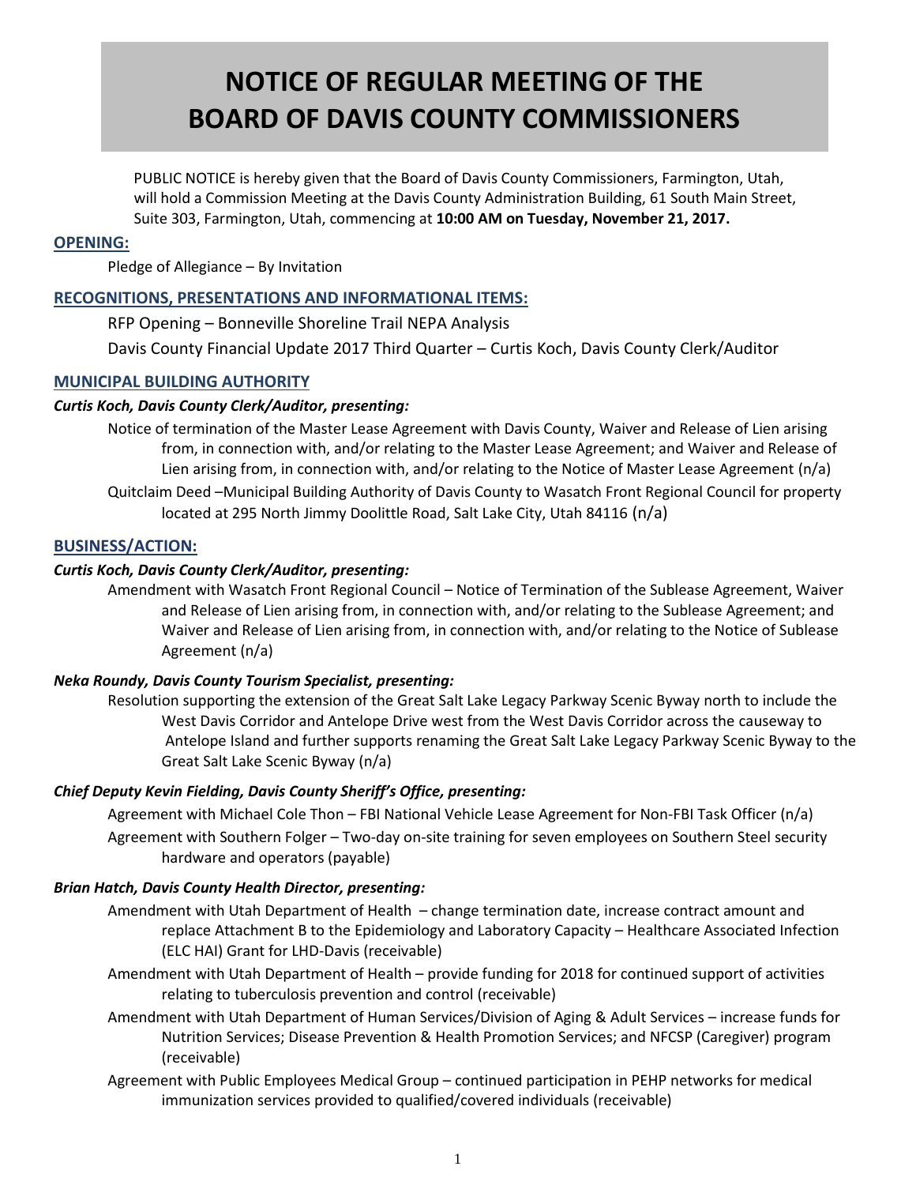# NOTICE OF REGULAR MEETING OF THE BOARD OF DAVIS COUNTY COMMISSIONERS

PUBLIC NOTICE is hereby given that the Board of Davis County Commissioners, Farmington, Utah, will hold a Commission Meeting at the Davis County Administration Building, 61 South Main Street, Suite 303, Farmington, Utah, commencing at **10:00 AM on Tuesday, November 21, 2017.**

## OPENING:

Pledge of Allegiance – By Invitation

## RECOGNITIONS, PRESENTATIONS AND INFORMATIONAL ITEMS:

RFP Opening – Bonneville Shoreline Trail NEPA Analysis

Davis County Financial Update 2017 Third Quarter – Curtis Koch, Davis County Clerk/Auditor

## MUNICIPAL BUILDING AUTHORITY

### *Curtis Koch, Davis County Clerk/Auditor, presenting:*

Notice of termination of the Master Lease Agreement with Davis County, Waiver and Release of Lien arising from, in connection with, and/or relating to the Master Lease Agreement; and Waiver and Release of Lien arising from, in connection with, and/or relating to the Notice of Master Lease Agreement (n/a)

Quitclaim Deed –Municipal Building Authority of Davis County to Wasatch Front Regional Council for property located at 295 North Jimmy Doolittle Road, Salt Lake City, Utah 84116 (n/a)

## BUSINESS/ACTION:

### *Curtis Koch, Davis County Clerk/Auditor, presenting:*

Amendment with Wasatch Front Regional Council – Notice of Termination of the Sublease Agreement, Waiver and Release of Lien arising from, in connection with, and/or relating to the Sublease Agreement; and Waiver and Release of Lien arising from, in connection with, and/or relating to the Notice of Sublease Agreement (n/a)

### *Neka Roundy, Davis County Tourism Specialist, presenting:*

Resolution supporting the extension of the Great Salt Lake Legacy Parkway Scenic Byway north to include the West Davis Corridor and Antelope Drive west from the West Davis Corridor across the causeway to Antelope Island and further supports renaming the Great Salt Lake Legacy Parkway Scenic Byway to the Great Salt Lake Scenic Byway (n/a)

### *Chief Deputy Kevin Fielding, Davis County Sheriff's Office, presenting:*

Agreement with Michael Cole Thon – FBI National Vehicle Lease Agreement for Non-FBI Task Officer (n/a)

Agreement with Southern Folger – Two-day on-site training for seven employees on Southern Steel security hardware and operators (payable)

### *Brian Hatch, Davis County Health Director, presenting:*

Amendment with Utah Department of Health – change termination date, increase contract amount and replace Attachment B to the Epidemiology and Laboratory Capacity – Healthcare Associated Infection (ELC HAI) Grant for LHD-Davis (receivable)

Amendment with Utah Department of Health – provide funding for 2018 for continued support of activities relating to tuberculosis prevention and control (receivable)

Amendment with Utah Department of Human Services/Division of Aging & Adult Services – increase funds for Nutrition Services; Disease Prevention & Health Promotion Services; and NFCSP (Caregiver) program (receivable)

Agreement with Public Employees Medical Group – continued participation in PEHP networks for medical immunization services provided to qualified/covered individuals (receivable)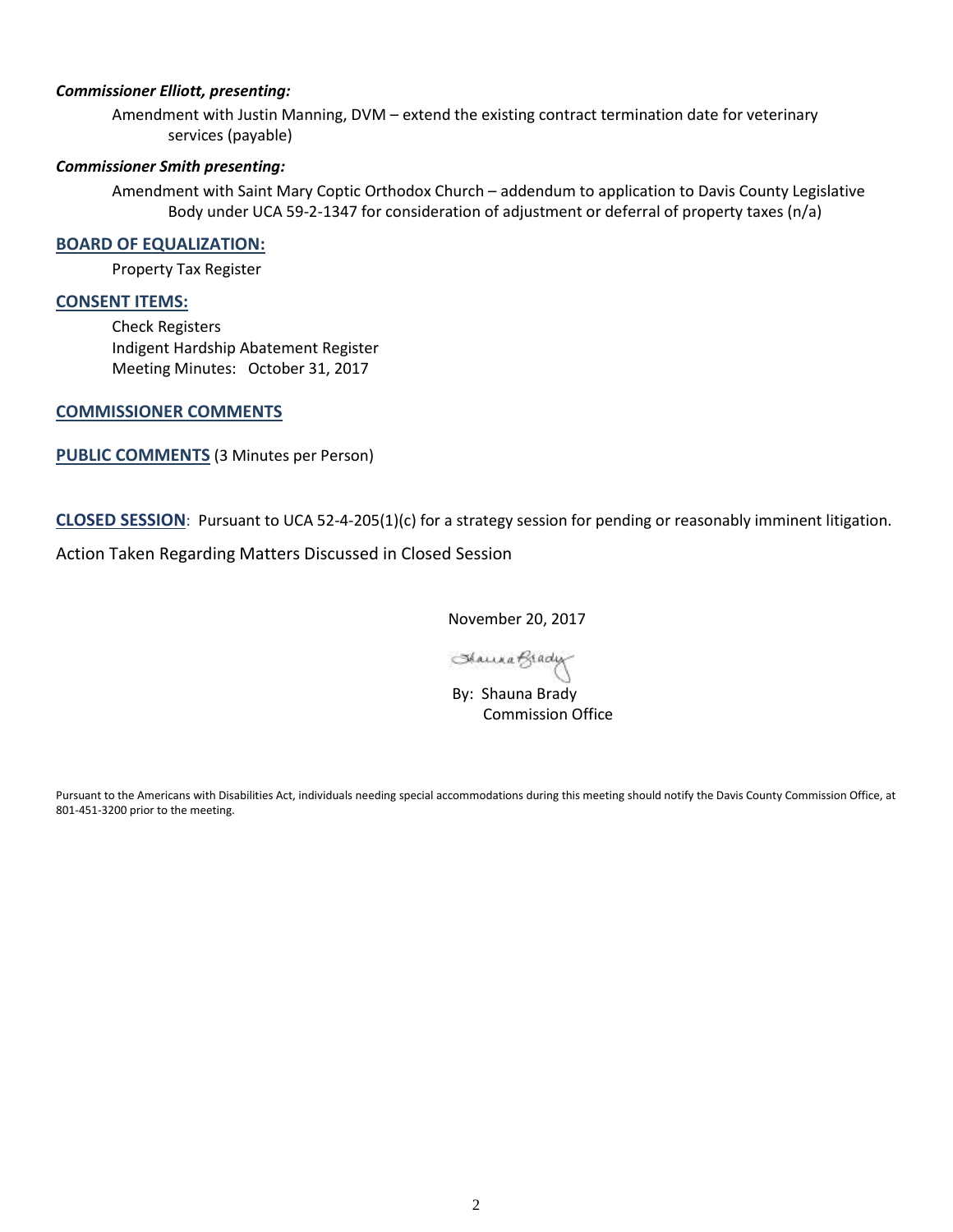***Commissioner Elliott, presenting:***

Amendment with Justin Manning, DVM – extend the existing contract termination date for veterinary services (payable)

***Commissioner Smith presenting:***

Amendment with Saint Mary Coptic Orthodox Church – addendum to application to Davis County Legislative Body under UCA 59-2-1347 for consideration of adjustment or deferral of property taxes (n/a)

## BOARD OF EQUALIZATION:

Property Tax Register

## CONSENT ITEMS:

Check Registers
Indigent Hardship Abatement Register
Meeting Minutes: October 31, 2017

## COMMISSIONER COMMENTS

**PUBLIC COMMENTS** (3 Minutes per Person)

**CLOSED SESSION**: Pursuant to UCA 52-4-205(1)(c) for a strategy session for pending or reasonably imminent litigation.

Action Taken Regarding Matters Discussed in Closed Session

November 20, 2017

Shauna Brady

By: Shauna Brady
Commission Office

Pursuant to the Americans with Disabilities Act, individuals needing special accommodations during this meeting should notify the Davis County Commission Office, at 801-451-3200 prior to the meeting.